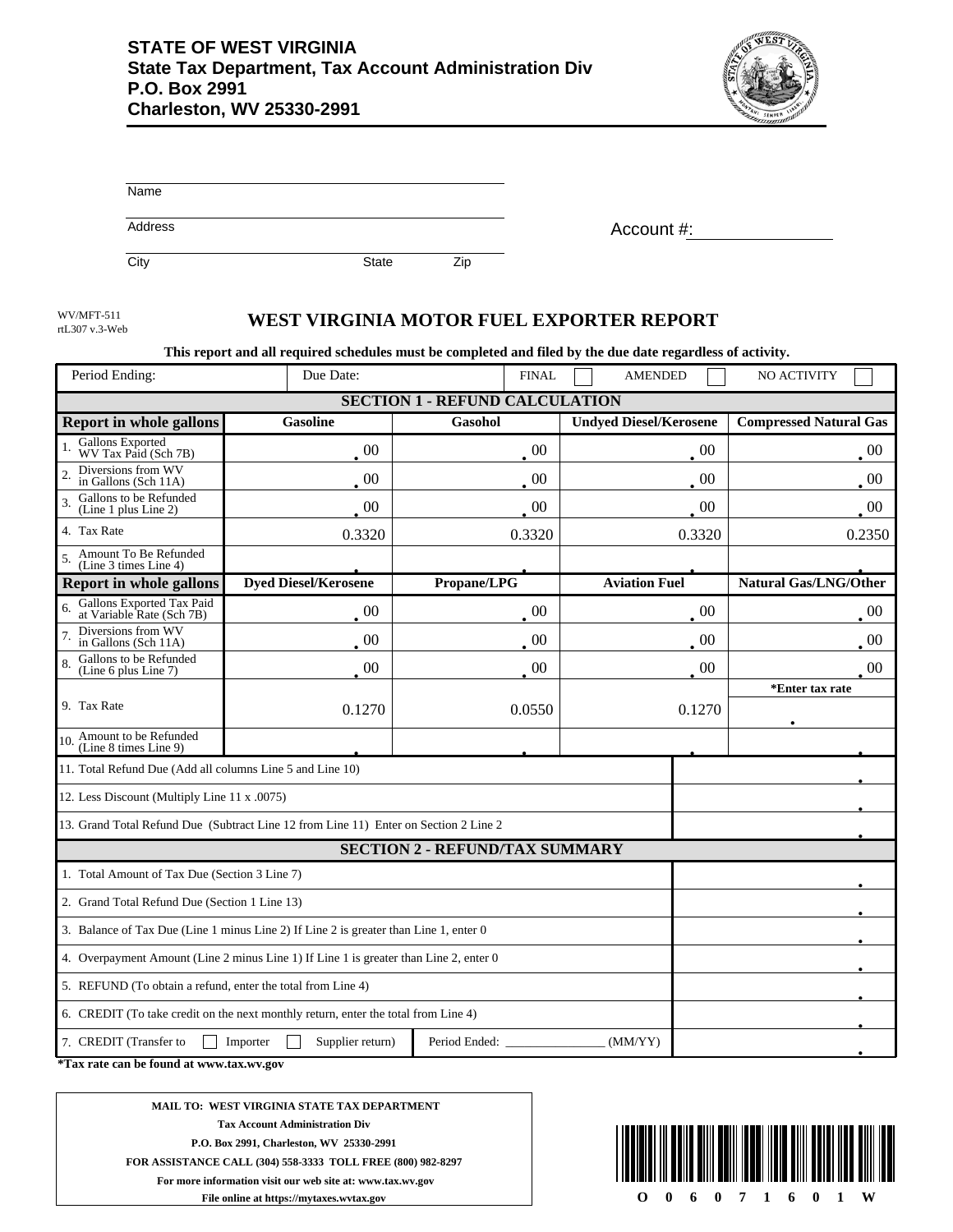**STATE OF WEST VIRGINIA**
**State Tax Department, Tax Account Administration Div**
**P.O. Box 2991**
**Charleston, WV 25330-2991**

Name ______________________________

Address ______________________________

City ______________ State ______ Zip ______

Account #: ______________

WV/MFT-511
rtL307 v.3-Web

# WEST VIRGINIA MOTOR FUEL EXPORTER REPORT

**This report and all required schedules must be completed and filed by the due date regardless of activity.**

| Period Ending: | Due Date: | FINAL ☐ | AMENDED ☐ | NO ACTIVITY ☐ |
|---|---|---|---|---|

## SECTION 1 - REFUND CALCULATION

| Report in whole gallons | Gasoline | Gasohol | Undyed Diesel/Kerosene | Compressed Natural Gas |
|---|---|---|---|---|
| 1. Gallons Exported WV Tax Paid (Sch 7B) | .00 | .00 | .00 | .00 |
| 2. Diversions from WV in Gallons (Sch 11A) | .00 | .00 | .00 | .00 |
| 3. Gallons to be Refunded (Line 1 plus Line 2) | .00 | .00 | .00 | .00 |
| 4. Tax Rate | 0.3320 | 0.3320 | 0.3320 | 0.2350 |
| 5. Amount To Be Refunded (Line 3 times Line 4) | . | . | . | . |

| Report in whole gallons | Dyed Diesel/Kerosene | Propane/LPG | Aviation Fuel | Natural Gas/LNG/Other |
|---|---|---|---|---|
| 6. Gallons Exported Tax Paid at Variable Rate (Sch 7B) | .00 | .00 | .00 | .00 |
| 7. Diversions from WV in Gallons (Sch 11A) | .00 | .00 | .00 | .00 |
| 8. Gallons to be Refunded (Line 6 plus Line 7) | .00 | .00 | .00 | .00 |
| 9. Tax Rate | 0.1270 | 0.0550 | 0.1270 | *Enter tax rate . |
| 10. Amount to be Refunded (Line 8 times Line 9) | . | . | . | . |

| | |
|---|---|
| 11. Total Refund Due (Add all columns Line 5 and Line 10) | . |
| 12. Less Discount (Multiply Line 11 x .0075) | . |
| 13. Grand Total Refund Due (Subtract Line 12 from Line 11) Enter on Section 2 Line 2 | . |

## SECTION 2 - REFUND/TAX SUMMARY

| | |
|---|---|
| 1. Total Amount of Tax Due (Section 3 Line 7) | . |
| 2. Grand Total Refund Due (Section 1 Line 13) | . |
| 3. Balance of Tax Due (Line 1 minus Line 2) If Line 2 is greater than Line 1, enter 0 | . |
| 4. Overpayment Amount (Line 2 minus Line 1) If Line 1 is greater than Line 2, enter 0 | . |
| 5. REFUND (To obtain a refund, enter the total from Line 4) | . |
| 6. CREDIT (To take credit on the next monthly return, enter the total from Line 4) | . |
| 7. CREDIT (Transfer to ☐ Importer ☐ Supplier return) Period Ended: ____________ (MM/YY) | . |

***Tax rate can be found at www.tax.wv.gov**

**MAIL TO: WEST VIRGINIA STATE TAX DEPARTMENT**
**Tax Account Administration Div**
**P.O. Box 2991, Charleston, WV 25330-2991**
**FOR ASSISTANCE CALL (304) 558-3333 TOLL FREE (800) 982-8297**
**For more information visit our web site at: www.tax.wv.gov**
**File online at https://mytaxes.wvtax.gov**

O 0 6 0 7 1 6 0 1 W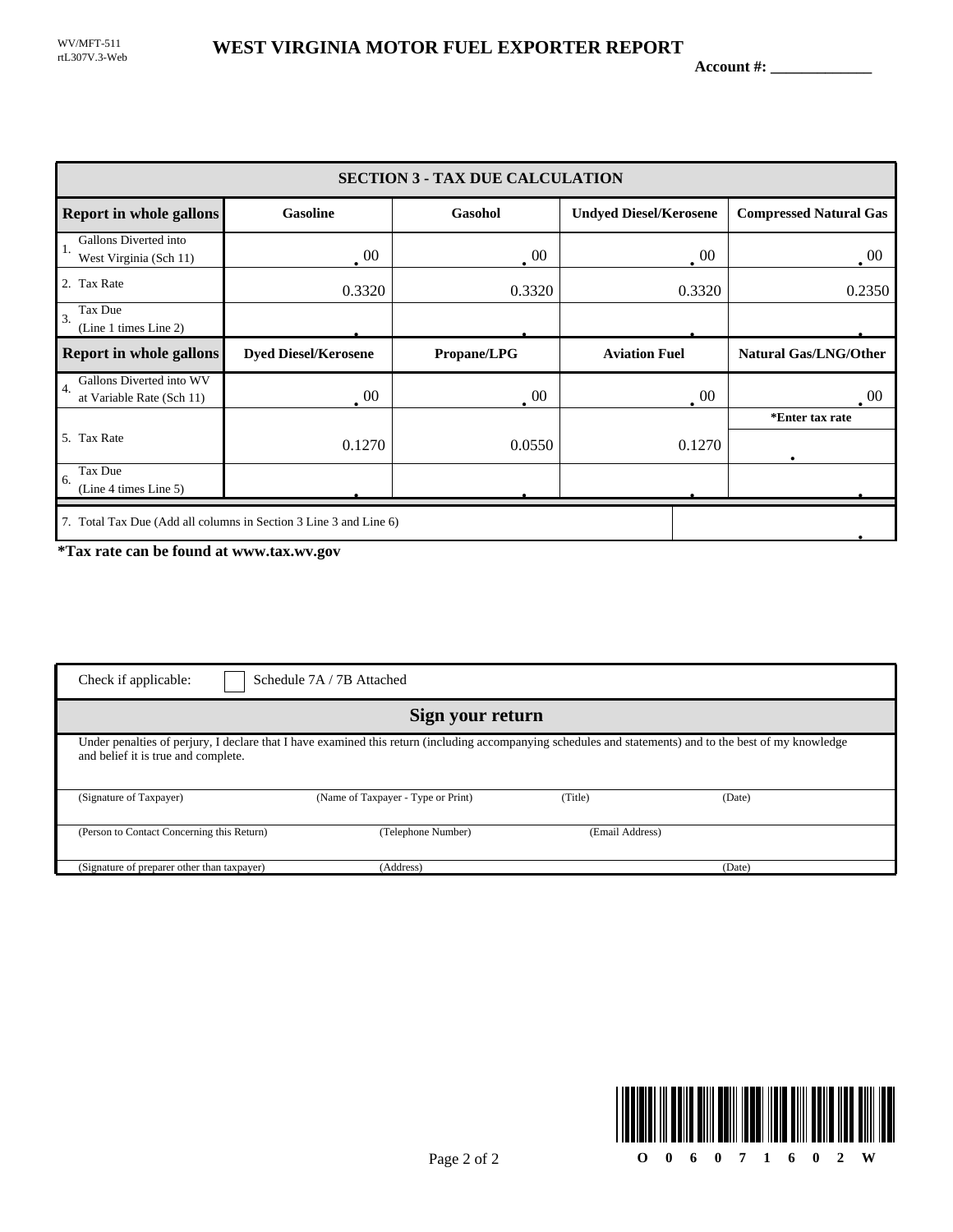WV/MFT-511
rtL307V.3-Web

# WEST VIRGINIA MOTOR FUEL EXPORTER REPORT

**Account #: _____________**

## SECTION 3 - TAX DUE CALCULATION

| Report in whole gallons | Gasoline | Gasohol | Undyed Diesel/Kerosene | Compressed Natural Gas |
|---|---|---|---|---|
| 1. Gallons Diverted into West Virginia (Sch 11) | .00 | .00 | .00 | .00 |
| 2. Tax Rate | 0.3320 | 0.3320 | 0.3320 | 0.2350 |
| 3. Tax Due (Line 1 times Line 2) | . | . | . | . |
| **Report in whole gallons** | **Dyed Diesel/Kerosene** | **Propane/LPG** | **Aviation Fuel** | **Natural Gas/LNG/Other** |
| 4. Gallons Diverted into WV at Variable Rate (Sch 11) | .00 | .00 | .00 | .00 |
| 5. Tax Rate | 0.1270 | 0.0550 | 0.1270 | *Enter tax rate . |
| 6. Tax Due (Line 4 times Line 5) | . | . | . | . |
| 7. Total Tax Due (Add all columns in Section 3 Line 3 and Line 6) | | | | . |

***Tax rate can be found at www.tax.wv.gov**

Check if applicable: ☐ Schedule 7A / 7B Attached

## Sign your return

Under penalties of perjury, I declare that I have examined this return (including accompanying schedules and statements) and to the best of my knowledge and belief it is true and complete.

(Signature of Taxpayer) (Name of Taxpayer - Type or Print) (Title) (Date)

(Person to Contact Concerning this Return) (Telephone Number) (Email Address)

(Signature of preparer other than taxpayer) (Address) (Date)

O 0 6 0 7 1 6 0 2 W